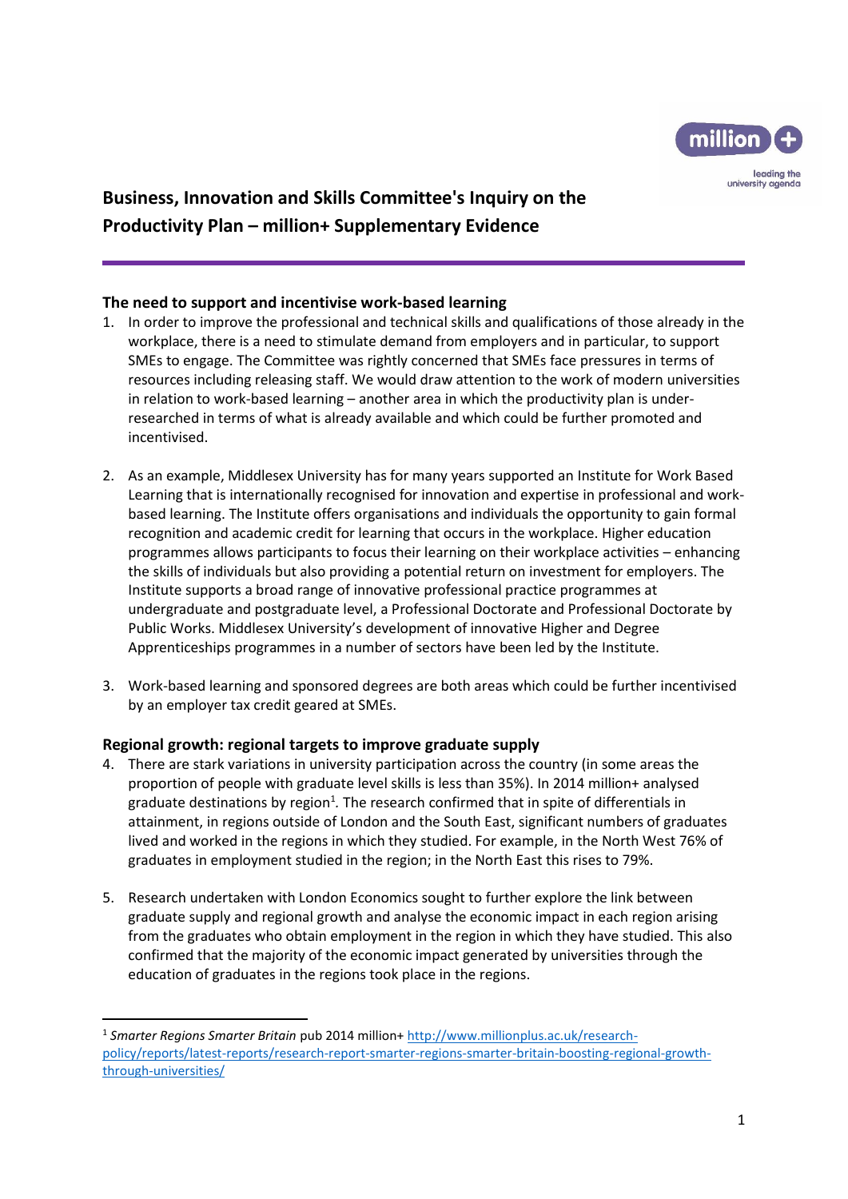# Business, Innovation and Skills Committee's Inquiry on the Productivity Plan – million+ Supplementary Evidence

## The need to support and incentivise work-based learning

1. In order to improve the professional and technical skills and qualifications of those already in the workplace, there is a need to stimulate demand from employers and in particular, to support SMEs to engage. The Committee was rightly concerned that SMEs face pressures in terms of resources including releasing staff. We would draw attention to the work of modern universities in relation to work-based learning – another area in which the productivity plan is under-researched in terms of what is already available and which could be further promoted and incentivised.

2. As an example, Middlesex University has for many years supported an Institute for Work Based Learning that is internationally recognised for innovation and expertise in professional and work-based learning. The Institute offers organisations and individuals the opportunity to gain formal recognition and academic credit for learning that occurs in the workplace. Higher education programmes allows participants to focus their learning on their workplace activities – enhancing the skills of individuals but also providing a potential return on investment for employers. The Institute supports a broad range of innovative professional practice programmes at undergraduate and postgraduate level, a Professional Doctorate and Professional Doctorate by Public Works. Middlesex University's development of innovative Higher and Degree Apprenticeships programmes in a number of sectors have been led by the Institute.

3. Work-based learning and sponsored degrees are both areas which could be further incentivised by an employer tax credit geared at SMEs.

## Regional growth: regional targets to improve graduate supply

4. There are stark variations in university participation across the country (in some areas the proportion of people with graduate level skills is less than 35%). In 2014 million+ analysed graduate destinations by region[1]. The research confirmed that in spite of differentials in attainment, in regions outside of London and the South East, significant numbers of graduates lived and worked in the regions in which they studied. For example, in the North West 76% of graduates in employment studied in the region; in the North East this rises to 79%.

5. Research undertaken with London Economics sought to further explore the link between graduate supply and regional growth and analyse the economic impact in each region arising from the graduates who obtain employment in the region in which they have studied. This also confirmed that the majority of the economic impact generated by universities through the education of graduates in the regions took place in the regions.

---

[1] *Smarter Regions Smarter Britain* pub 2014 million+ http://www.millionplus.ac.uk/research-policy/reports/latest-reports/research-report-smarter-regions-smarter-britain-boosting-regional-growth-through-universities/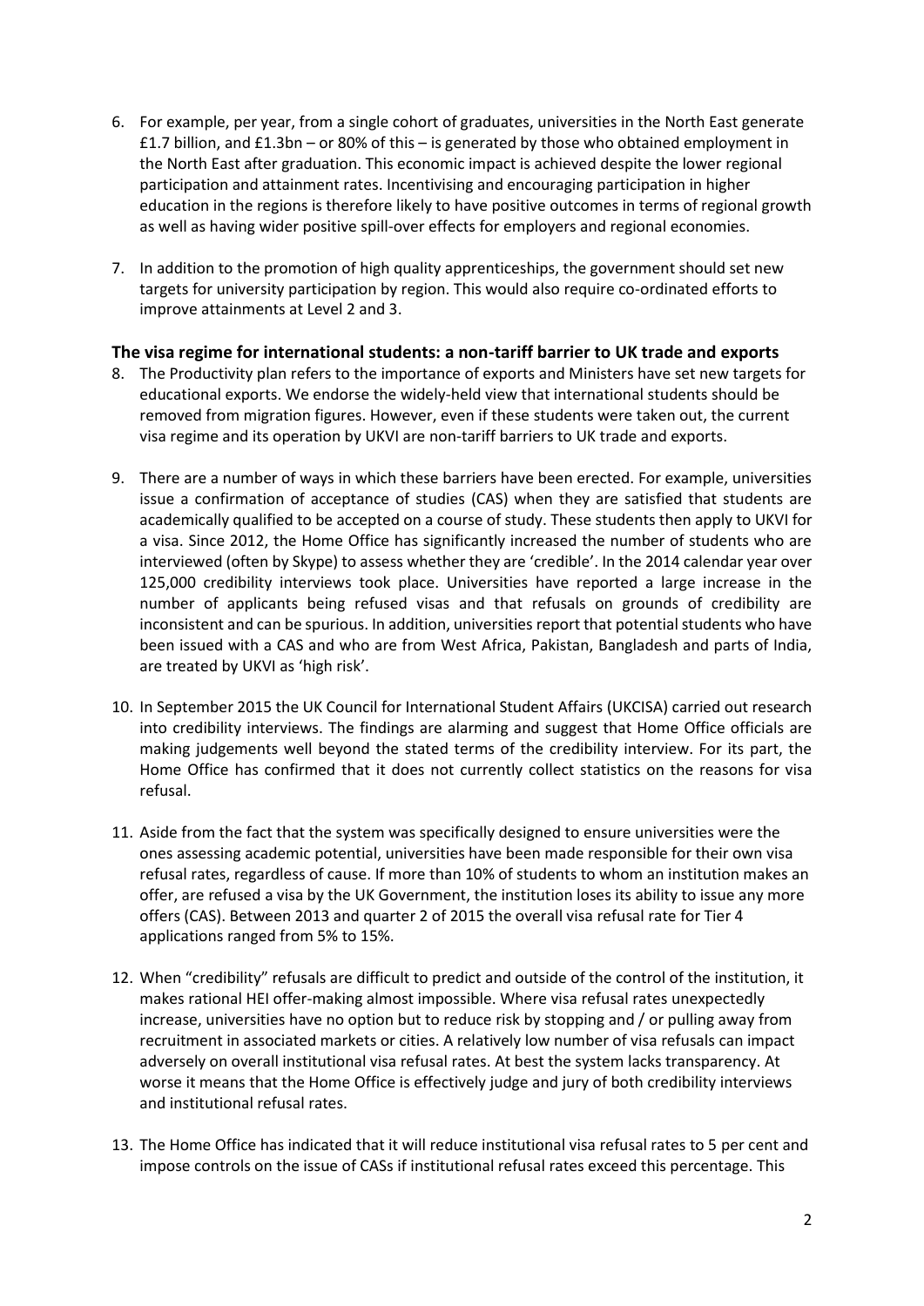6. For example, per year, from a single cohort of graduates, universities in the North East generate £1.7 billion, and £1.3bn – or 80% of this – is generated by those who obtained employment in the North East after graduation. This economic impact is achieved despite the lower regional participation and attainment rates. Incentivising and encouraging participation in higher education in the regions is therefore likely to have positive outcomes in terms of regional growth as well as having wider positive spill-over effects for employers and regional economies.

7. In addition to the promotion of high quality apprenticeships, the government should set new targets for university participation by region. This would also require co-ordinated efforts to improve attainments at Level 2 and 3.

### The visa regime for international students: a non-tariff barrier to UK trade and exports

8. The Productivity plan refers to the importance of exports and Ministers have set new targets for educational exports. We endorse the widely-held view that international students should be removed from migration figures. However, even if these students were taken out, the current visa regime and its operation by UKVI are non-tariff barriers to UK trade and exports.

9. There are a number of ways in which these barriers have been erected. For example, universities issue a confirmation of acceptance of studies (CAS) when they are satisfied that students are academically qualified to be accepted on a course of study. These students then apply to UKVI for a visa. Since 2012, the Home Office has significantly increased the number of students who are interviewed (often by Skype) to assess whether they are 'credible'. In the 2014 calendar year over 125,000 credibility interviews took place. Universities have reported a large increase in the number of applicants being refused visas and that refusals on grounds of credibility are inconsistent and can be spurious. In addition, universities report that potential students who have been issued with a CAS and who are from West Africa, Pakistan, Bangladesh and parts of India, are treated by UKVI as 'high risk'.

10. In September 2015 the UK Council for International Student Affairs (UKCISA) carried out research into credibility interviews. The findings are alarming and suggest that Home Office officials are making judgements well beyond the stated terms of the credibility interview. For its part, the Home Office has confirmed that it does not currently collect statistics on the reasons for visa refusal.

11. Aside from the fact that the system was specifically designed to ensure universities were the ones assessing academic potential, universities have been made responsible for their own visa refusal rates, regardless of cause. If more than 10% of students to whom an institution makes an offer, are refused a visa by the UK Government, the institution loses its ability to issue any more offers (CAS). Between 2013 and quarter 2 of 2015 the overall visa refusal rate for Tier 4 applications ranged from 5% to 15%.

12. When "credibility" refusals are difficult to predict and outside of the control of the institution, it makes rational HEI offer-making almost impossible. Where visa refusal rates unexpectedly increase, universities have no option but to reduce risk by stopping and / or pulling away from recruitment in associated markets or cities. A relatively low number of visa refusals can impact adversely on overall institutional visa refusal rates. At best the system lacks transparency. At worse it means that the Home Office is effectively judge and jury of both credibility interviews and institutional refusal rates.

13. The Home Office has indicated that it will reduce institutional visa refusal rates to 5 per cent and impose controls on the issue of CASs if institutional refusal rates exceed this percentage. This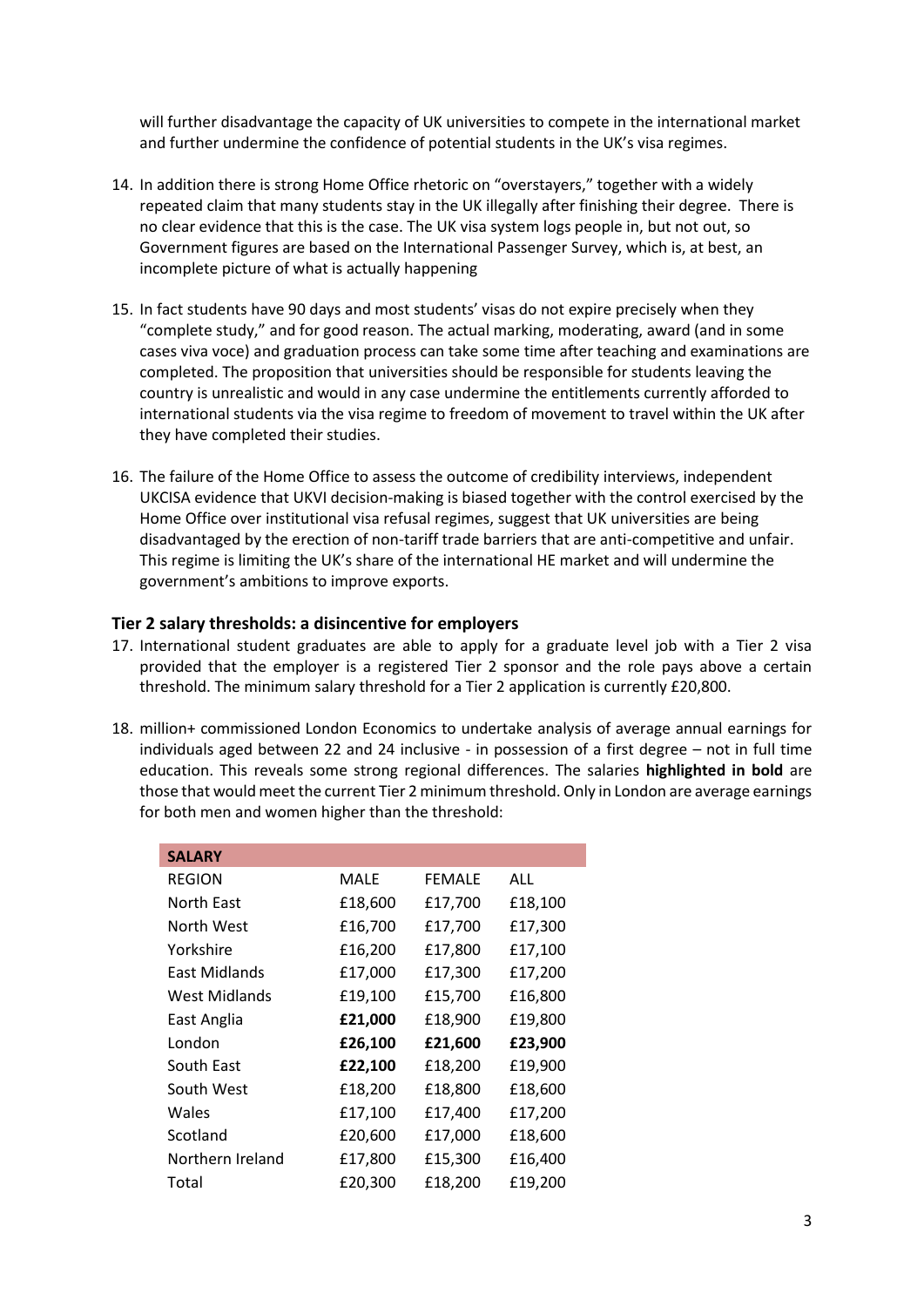will further disadvantage the capacity of UK universities to compete in the international market and further undermine the confidence of potential students in the UK's visa regimes.

14. In addition there is strong Home Office rhetoric on "overstayers," together with a widely repeated claim that many students stay in the UK illegally after finishing their degree. There is no clear evidence that this is the case. The UK visa system logs people in, but not out, so Government figures are based on the International Passenger Survey, which is, at best, an incomplete picture of what is actually happening

15. In fact students have 90 days and most students' visas do not expire precisely when they "complete study," and for good reason. The actual marking, moderating, award (and in some cases viva voce) and graduation process can take some time after teaching and examinations are completed. The proposition that universities should be responsible for students leaving the country is unrealistic and would in any case undermine the entitlements currently afforded to international students via the visa regime to freedom of movement to travel within the UK after they have completed their studies.

16. The failure of the Home Office to assess the outcome of credibility interviews, independent UKCISA evidence that UKVI decision-making is biased together with the control exercised by the Home Office over institutional visa refusal regimes, suggest that UK universities are being disadvantaged by the erection of non-tariff trade barriers that are anti-competitive and unfair. This regime is limiting the UK's share of the international HE market and will undermine the government's ambitions to improve exports.

### Tier 2 salary thresholds: a disincentive for employers

17. International student graduates are able to apply for a graduate level job with a Tier 2 visa provided that the employer is a registered Tier 2 sponsor and the role pays above a certain threshold. The minimum salary threshold for a Tier 2 application is currently £20,800.

18. million+ commissioned London Economics to undertake analysis of average annual earnings for individuals aged between 22 and 24 inclusive - in possession of a first degree – not in full time education. This reveals some strong regional differences. The salaries **highlighted in bold** are those that would meet the current Tier 2 minimum threshold. Only in London are average earnings for both men and women higher than the threshold:

| **SALARY** | | | |
|---|---|---|---|
| REGION | MALE | FEMALE | ALL |
| North East | £18,600 | £17,700 | £18,100 |
| North West | £16,700 | £17,700 | £17,300 |
| Yorkshire | £16,200 | £17,800 | £17,100 |
| East Midlands | £17,000 | £17,300 | £17,200 |
| West Midlands | £19,100 | £15,700 | £16,800 |
| East Anglia | **£21,000** | £18,900 | £19,800 |
| London | **£26,100** | **£21,600** | **£23,900** |
| South East | **£22,100** | £18,200 | £19,900 |
| South West | £18,200 | £18,800 | £18,600 |
| Wales | £17,100 | £17,400 | £17,200 |
| Scotland | £20,600 | £17,000 | £18,600 |
| Northern Ireland | £17,800 | £15,300 | £16,400 |
| Total | £20,300 | £18,200 | £19,200 |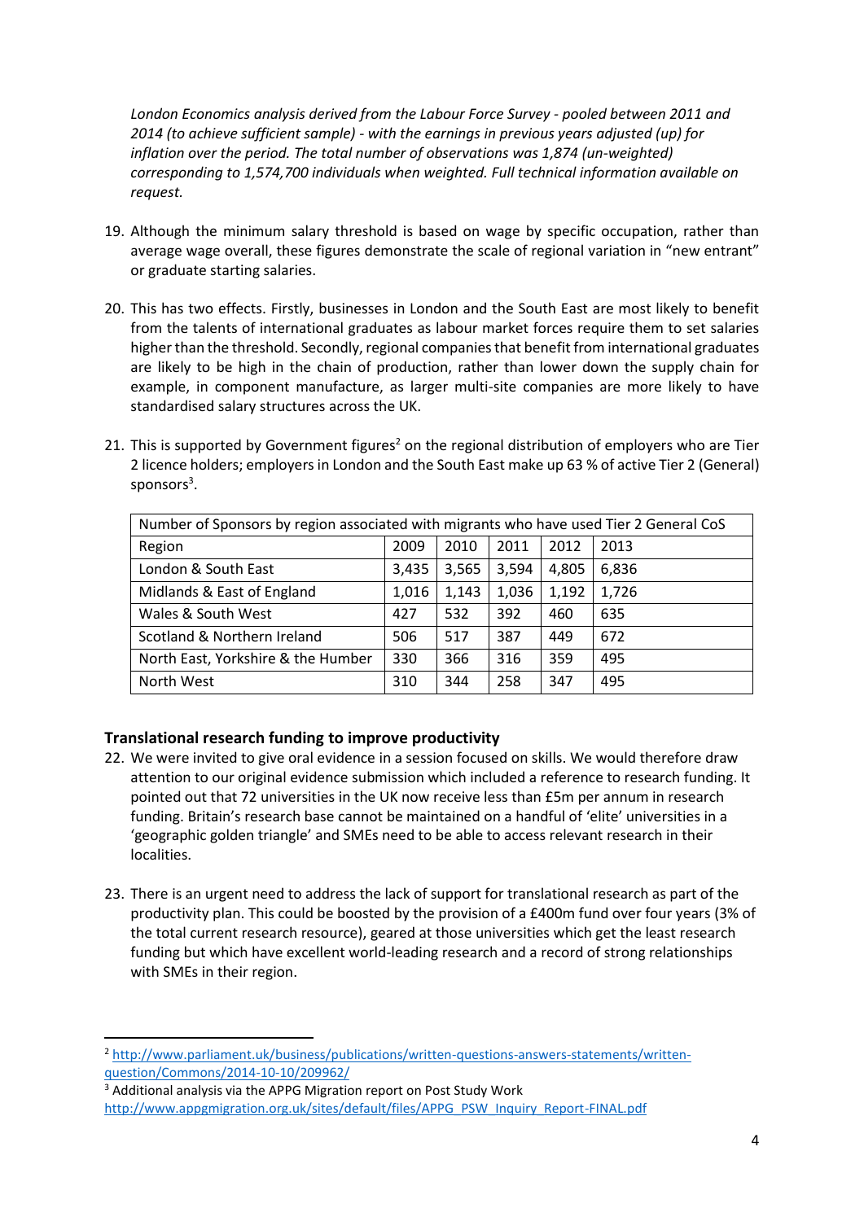*London Economics analysis derived from the Labour Force Survey - pooled between 2011 and 2014 (to achieve sufficient sample) - with the earnings in previous years adjusted (up) for inflation over the period. The total number of observations was 1,874 (un-weighted) corresponding to 1,574,700 individuals when weighted. Full technical information available on request.*

19. Although the minimum salary threshold is based on wage by specific occupation, rather than average wage overall, these figures demonstrate the scale of regional variation in "new entrant" or graduate starting salaries.

20. This has two effects. Firstly, businesses in London and the South East are most likely to benefit from the talents of international graduates as labour market forces require them to set salaries higher than the threshold. Secondly, regional companies that benefit from international graduates are likely to be high in the chain of production, rather than lower down the supply chain for example, in component manufacture, as larger multi-site companies are more likely to have standardised salary structures across the UK.

21. This is supported by Government figures[2] on the regional distribution of employers who are Tier 2 licence holders; employers in London and the South East make up 63 % of active Tier 2 (General) sponsors[3].

| Number of Sponsors by region associated with migrants who have used Tier 2 General CoS | | | | | |
|---|---|---|---|---|---|
| Region | 2009 | 2010 | 2011 | 2012 | 2013 |
| London & South East | 3,435 | 3,565 | 3,594 | 4,805 | 6,836 |
| Midlands & East of England | 1,016 | 1,143 | 1,036 | 1,192 | 1,726 |
| Wales & South West | 427 | 532 | 392 | 460 | 635 |
| Scotland & Northern Ireland | 506 | 517 | 387 | 449 | 672 |
| North East, Yorkshire & the Humber | 330 | 366 | 316 | 359 | 495 |
| North West | 310 | 344 | 258 | 347 | 495 |

## Translational research funding to improve productivity

22. We were invited to give oral evidence in a session focused on skills. We would therefore draw attention to our original evidence submission which included a reference to research funding. It pointed out that 72 universities in the UK now receive less than £5m per annum in research funding. Britain's research base cannot be maintained on a handful of 'elite' universities in a 'geographic golden triangle' and SMEs need to be able to access relevant research in their localities.

23. There is an urgent need to address the lack of support for translational research as part of the productivity plan. This could be boosted by the provision of a £400m fund over four years (3% of the total current research resource), geared at those universities which get the least research funding but which have excellent world-leading research and a record of strong relationships with SMEs in their region.

---

[2] http://www.parliament.uk/business/publications/written-questions-answers-statements/written-question/Commons/2014-10-10/209962/

[3] Additional analysis via the APPG Migration report on Post Study Work http://www.appgmigration.org.uk/sites/default/files/APPG_PSW_Inquiry_Report-FINAL.pdf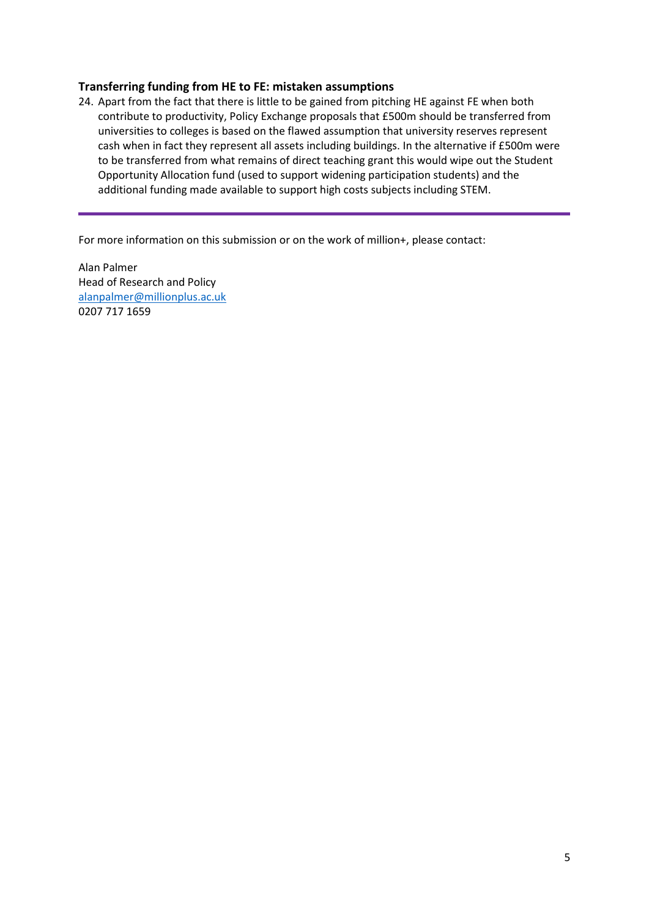### Transferring funding from HE to FE: mistaken assumptions

24. Apart from the fact that there is little to be gained from pitching HE against FE when both contribute to productivity, Policy Exchange proposals that £500m should be transferred from universities to colleges is based on the flawed assumption that university reserves represent cash when in fact they represent all assets including buildings. In the alternative if £500m were to be transferred from what remains of direct teaching grant this would wipe out the Student Opportunity Allocation fund (used to support widening participation students) and the additional funding made available to support high costs subjects including STEM.

---

For more information on this submission or on the work of million+, please contact:

Alan Palmer
Head of Research and Policy
alanpalmer@millionplus.ac.uk
0207 717 1659